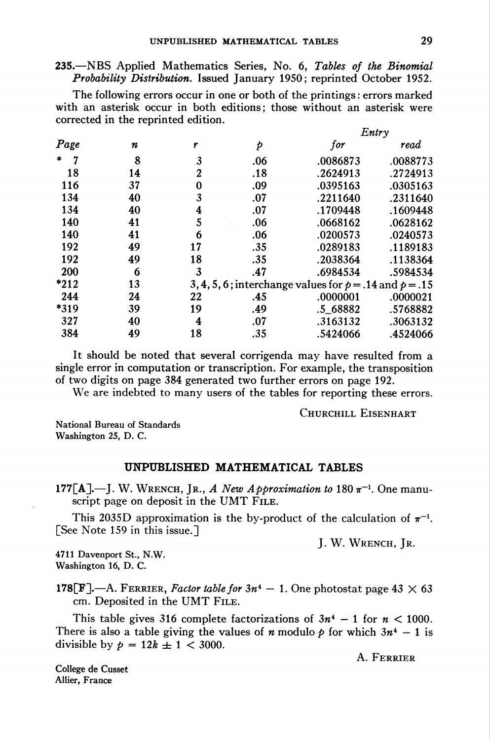**235.**—NBS Applied Mathematics Series, No. 6, *Tables of the Binomial Probability Distribution.* Issued January 1950; reprinted October 1952.

The following errors occur in one or both of the printings: errors marked with an asterisk occur in both editions; those without an asterisk were corrected in the reprinted edition.

| Page | $n$ | $r$ | $p$ | Entry for | Entry read |
|---|---|---|---|---|---|
| * 7 | 8 | 3 | .06 | .0086873 | .0088773 |
| 18 | 14 | 2 | .18 | .2624913 | .2724913 |
| 116 | 37 | 0 | .09 | .0395163 | .0305163 |
| 134 | 40 | 3 | .07 | .2211640 | .2311640 |
| 134 | 40 | 4 | .07 | .1709448 | .1609448 |
| 140 | 41 | 5 | .06 | .0668162 | .0628162 |
| 140 | 41 | 6 | .06 | .0200573 | .0240573 |
| 192 | 49 | 17 | .35 | .0289183 | .1189183 |
| 192 | 49 | 18 | .35 | .2038364 | .1138364 |
| 200 | 6 | 3 | .47 | .6984534 | .5984534 |
| *212 | 13 | 3, 4, 5, 6; interchange values for $p = .14$ and $p = .15$ | | | |
| 244 | 24 | 22 | .45 | .0000001 | .0000021 |
| *319 | 39 | 19 | .49 | .5_68882 | .5768882 |
| 327 | 40 | 4 | .07 | .3163132 | .3063132 |
| 384 | 49 | 18 | .35 | .5424066 | .4524066 |

It should be noted that several corrigenda may have resulted from a single error in computation or transcription. For example, the transposition of two digits on page 384 generated two further errors on page 192.

We are indebted to many users of the tables for reporting these errors.

CHURCHILL EISENHART

National Bureau of Standards
Washington 25, D. C.

## UNPUBLISHED MATHEMATICAL TABLES

**177[A].**—J. W. WRENCH, JR., *A New Approximation to* $180\,\pi^{-1}$. One manuscript page on deposit in the UMT FILE.

This 2035D approximation is the by-product of the calculation of $\pi^{-1}$. [See Note 159 in this issue.]

J. W. WRENCH, JR.

4711 Davenport St., N.W.
Washington 16, D. C.

**178[F].**—A. FERRIER, *Factor table for* $3n^4 - 1$. One photostat page $43 \times 63$ cm. Deposited in the UMT FILE.

This table gives 316 complete factorizations of $3n^4 - 1$ for $n < 1000$. There is also a table giving the values of $n$ modulo $p$ for which $3n^4 - 1$ is divisible by $p = 12k \pm 1 < 3000$.

A. FERRIER

College de Cusset
Allier, France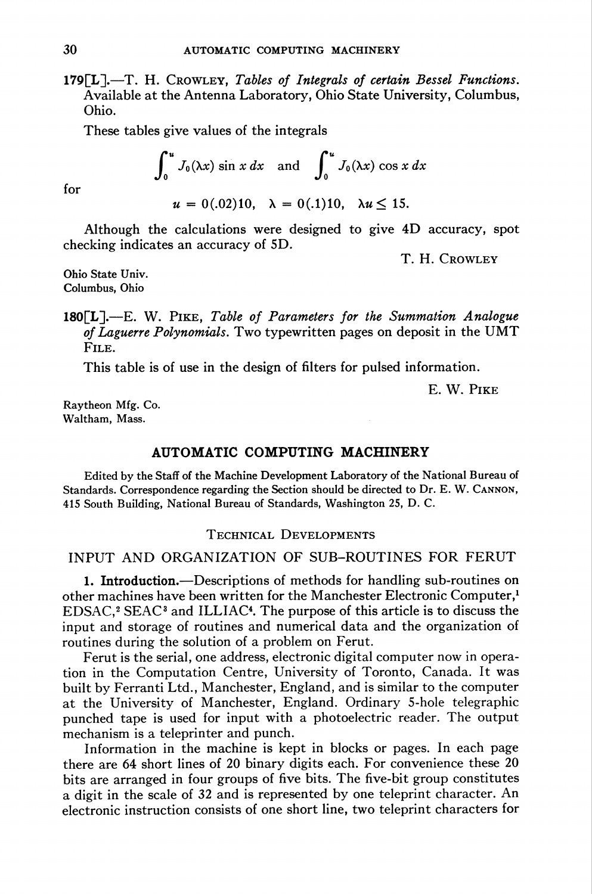179[L].—T. H. Crowley, *Tables of Integrals of certain Bessel Functions.* Available at the Antenna Laboratory, Ohio State University, Columbus, Ohio.

These tables give values of the integrals

$$\int_0^u J_0(\lambda x) \sin x \, dx \quad \text{and} \quad \int_0^u J_0(\lambda x) \cos x \, dx$$

for

$$u = 0(.02)10, \quad \lambda = 0(.1)10, \quad \lambda u \leq 15.$$

Although the calculations were designed to give 4D accuracy, spot checking indicates an accuracy of 5D.

T. H. Crowley

Ohio State Univ.
Columbus, Ohio

180[L].—E. W. Pike, *Table of Parameters for the Summation Analogue of Laguerre Polynomials.* Two typewritten pages on deposit in the UMT File.

This table is of use in the design of filters for pulsed information.

E. W. Pike

Raytheon Mfg. Co.
Waltham, Mass.

## AUTOMATIC COMPUTING MACHINERY

Edited by the Staff of the Machine Development Laboratory of the National Bureau of Standards. Correspondence regarding the Section should be directed to Dr. E. W. Cannon, 415 South Building, National Bureau of Standards, Washington 25, D. C.

### Technical Developments

### INPUT AND ORGANIZATION OF SUB-ROUTINES FOR FERUT

**1. Introduction.**—Descriptions of methods for handling sub-routines on other machines have been written for the Manchester Electronic Computer,[1] EDSAC,[2] SEAC[3] and ILLIAC[4]. The purpose of this article is to discuss the input and storage of routines and numerical data and the organization of routines during the solution of a problem on Ferut.

Ferut is the serial, one address, electronic digital computer now in operation in the Computation Centre, University of Toronto, Canada. It was built by Ferranti Ltd., Manchester, England, and is similar to the computer at the University of Manchester, England. Ordinary 5-hole telegraphic punched tape is used for input with a photoelectric reader. The output mechanism is a teleprinter and punch.

Information in the machine is kept in blocks or pages. In each page there are 64 short lines of 20 binary digits each. For convenience these 20 bits are arranged in four groups of five bits. The five-bit group constitutes a digit in the scale of 32 and is represented by one teleprint character. An electronic instruction consists of one short line, two teleprint characters for